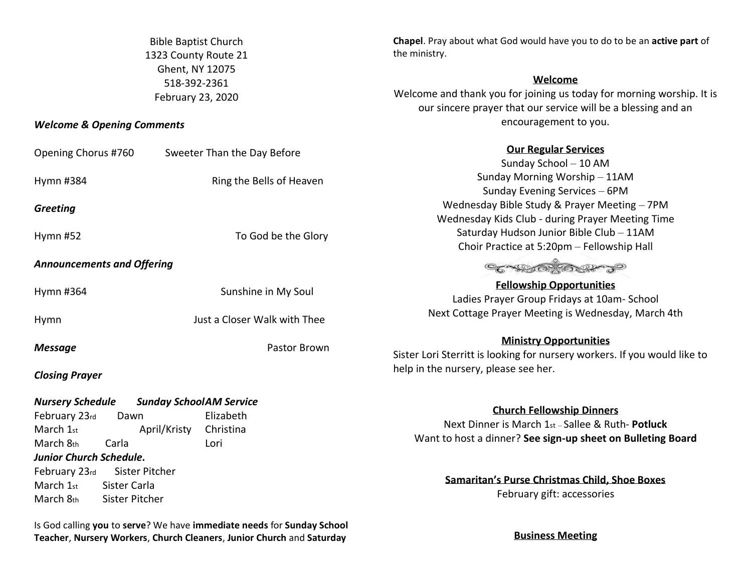Bible Baptist Church
1323 County Route 21
Ghent, NY 12075
518-392-2361
February 23, 2020

***Welcome & Opening Comments***

Opening Chorus #760 — Sweeter Than the Day Before

Hymn #384 — Ring the Bells of Heaven

***Greeting***

Hymn #52 — To God be the Glory

***Announcements and Offering***

Hymn #364 — Sunshine in My Soul

Hymn — Just a Closer Walk with Thee

***Message*** — Pastor Brown

***Closing Prayer***

| *Nursery Schedule* | *Sunday School* | *AM Service* |
|---|---|---|
| February 23rd | Dawn | Elizabeth |
| March 1st | April/Kristy | Christina |
| March 8th | Carla | Lori |

***Junior Church Schedule.***

February 23rd — Sister Pitcher
March 1st — Sister Carla
March 8th — Sister Pitcher

Is God calling **you** to **serve**? We have **immediate needs** for **Sunday School Teacher**, **Nursery Workers**, **Church Cleaners**, **Junior Church** and **Saturday Chapel**. Pray about what God would have you to do to be an **active part** of the ministry.

## Welcome

Welcome and thank you for joining us today for morning worship. It is our sincere prayer that our service will be a blessing and an encouragement to you.

## Our Regular Services

Sunday School – 10 AM
Sunday Morning Worship – 11AM
Sunday Evening Services – 6PM
Wednesday Bible Study & Prayer Meeting – 7PM
Wednesday Kids Club - during Prayer Meeting Time
Saturday Hudson Junior Bible Club – 11AM
Choir Practice at 5:20pm – Fellowship Hall

## Fellowship Opportunities

Ladies Prayer Group Fridays at 10am- School
Next Cottage Prayer Meeting is Wednesday, March 4th

## Ministry Opportunities

Sister Lori Sterritt is looking for nursery workers. If you would like to help in the nursery, please see her.

## Church Fellowship Dinners

Next Dinner is March 1st – Sallee & Ruth- **Potluck**
Want to host a dinner? **See sign-up sheet on Bulleting Board**

## Samaritan's Purse Christmas Child, Shoe Boxes

February gift: accessories

## Business Meeting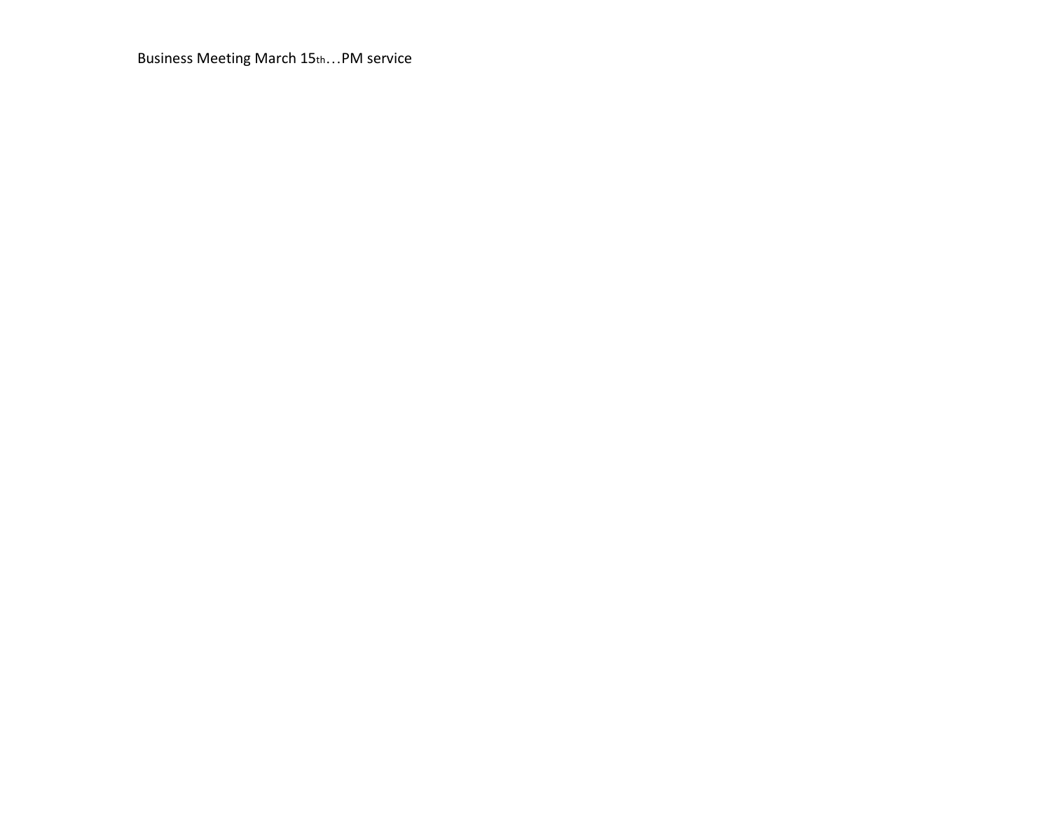Business Meeting March 15th…PM service